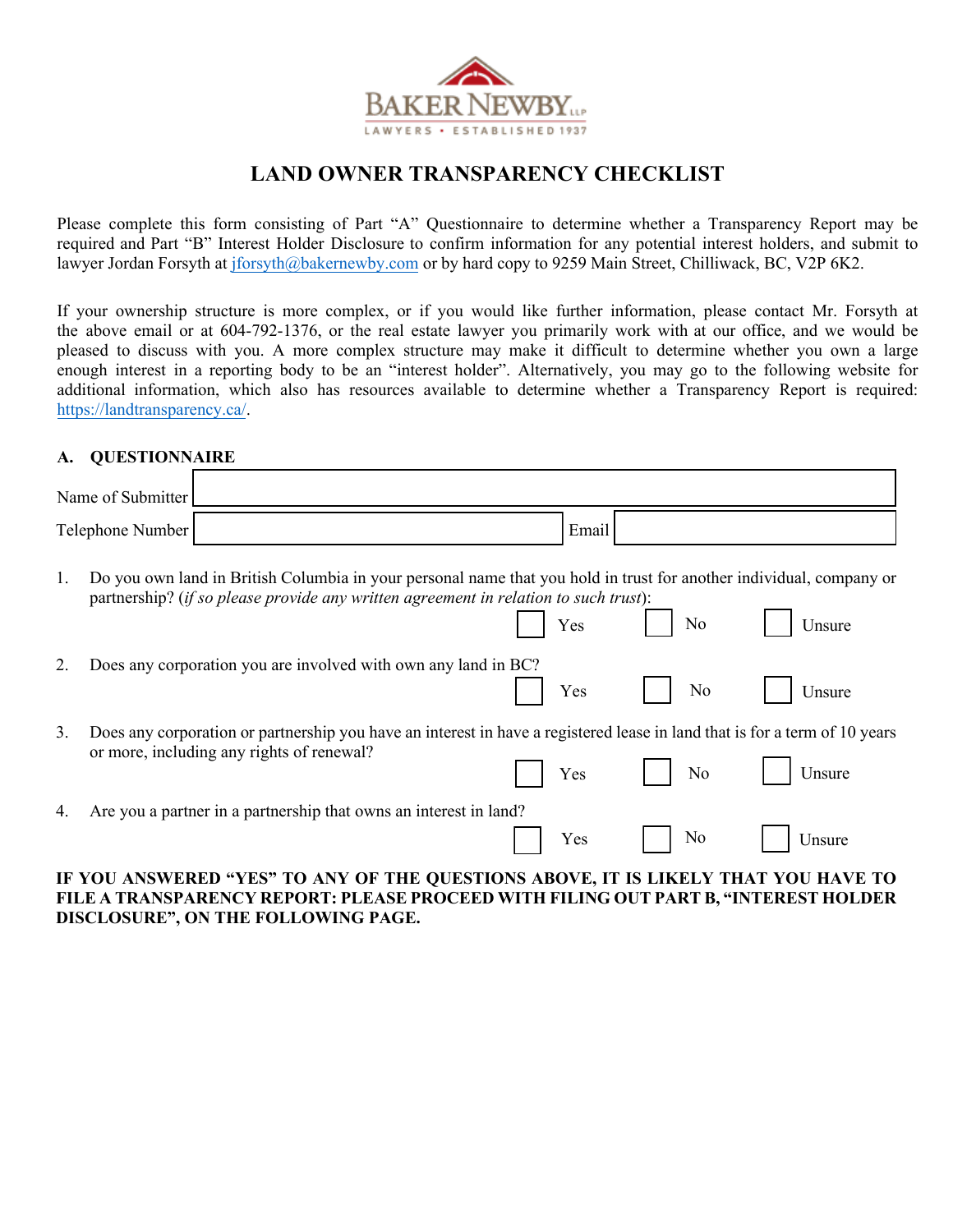BAKER NEWBY LLP

LAWYERS • ESTABLISHED 1937

# LAND OWNER TRANSPARENCY CHECKLIST

Please complete this form consisting of Part "A" Questionnaire to determine whether a Transparency Report may be required and Part "B" Interest Holder Disclosure to confirm information for any potential interest holders, and submit to lawyer Jordan Forsyth at jforsyth@bakernewby.com or by hard copy to 9259 Main Street, Chilliwack, BC, V2P 6K2.

If your ownership structure is more complex, or if you would like further information, please contact Mr. Forsyth at the above email or at 604-792-1376, or the real estate lawyer you primarily work with at our office, and we would be pleased to discuss with you. A more complex structure may make it difficult to determine whether you own a large enough interest in a reporting body to be "interest holder". Alternatively, you may go to the following website for additional information, which also has resources available to determine whether a Transparency Report is required: https://landtransparency.ca/.

## A. QUESTIONNAIRE

| Name of Submitter | | | |
|---|---|---|---|
| Telephone Number | | Email | |

1. Do you own land in British Columbia in your personal name that you hold in trust for another individual, company or partnership? (*if so please provide any written agreement in relation to such trust*):

   ☐ Yes ☐ No ☐ Unsure

2. Does any corporation you are involved with own any land in BC?

   ☐ Yes ☐ No ☐ Unsure

3. Does any corporation or partnership you have an interest in have a registered lease in land that is for a term of 10 years or more, including any rights of renewal?

   ☐ Yes ☐ No ☐ Unsure

4. Are you a partner in a partnership that owns an interest in land?

   ☐ Yes ☐ No ☐ Unsure

**IF YOU ANSWERED "YES" TO ANY OF THE QUESTIONS ABOVE, IT IS LIKELY THAT YOU HAVE TO FILE A TRANSPARENCY REPORT: PLEASE PROCEED WITH FILING OUT PART B, "INTEREST HOLDER DISCLOSURE", ON THE FOLLOWING PAGE.**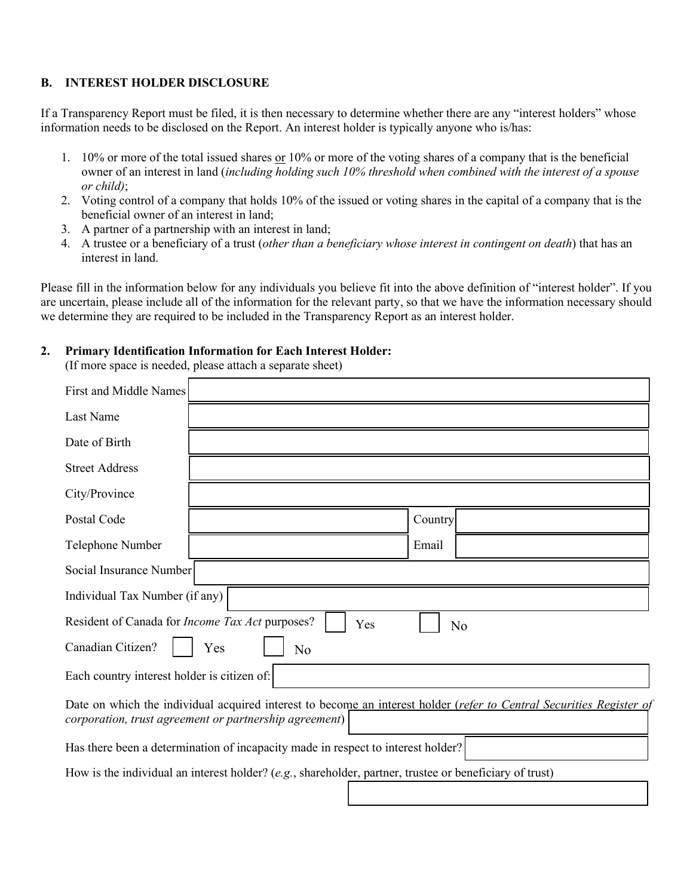## B. INTEREST HOLDER DISCLOSURE

If a Transparency Report must be filed, it is then necessary to determine whether there are any "interest holders" whose information needs to be disclosed on the Report. An interest holder is typically anyone who is/has:

1. 10% or more of the total issued shares or 10% or more of the voting shares of a company that is the beneficial owner of an interest in land (*including holding such 10% threshold when combined with the interest of a spouse or child)*;
2. Voting control of a company that holds 10% of the issued or voting shares in the capital of a company that is the beneficial owner of an interest in land;
3. A partner of a partnership with an interest in land;
4. A trustee or a beneficiary of a trust (*other than a beneficiary whose interest in contingent on death*) that has an interest in land.

Please fill in the information below for any individuals you believe fit into the above definition of "interest holder". If you are uncertain, please include all of the information for the relevant party, so that we have the information necessary should we determine they are required to be included in the Transparency Report as an interest holder.

**2. Primary Identification Information for Each Interest Holder:**
(If more space is needed, please attach a separate sheet)

| | | | |
|---|---|---|---|
| First and Middle Names | | | |
| Last Name | | | |
| Date of Birth | | | |
| Street Address | | | |
| City/Province | | | |
| Postal Code | | Country | |
| Telephone Number | | Email | |
| Social Insurance Number | | | |
| Individual Tax Number (if any) | | | |

Resident of Canada for *Income Tax Act* purposes? ☐ Yes ☐ No

Canadian Citizen? ☐ Yes ☐ No

Each country interest holder is citizen of: ____________________

Date on which the individual acquired interest to become an interest holder (*refer to Central Securities Register of corporation, trust agreement or partnership agreement*) ____________________

Has there been a determination of incapacity made in respect to interest holder? ____________________

How is the individual an interest holder? (*e.g.*, shareholder, partner, trustee or beneficiary of trust)

____________________